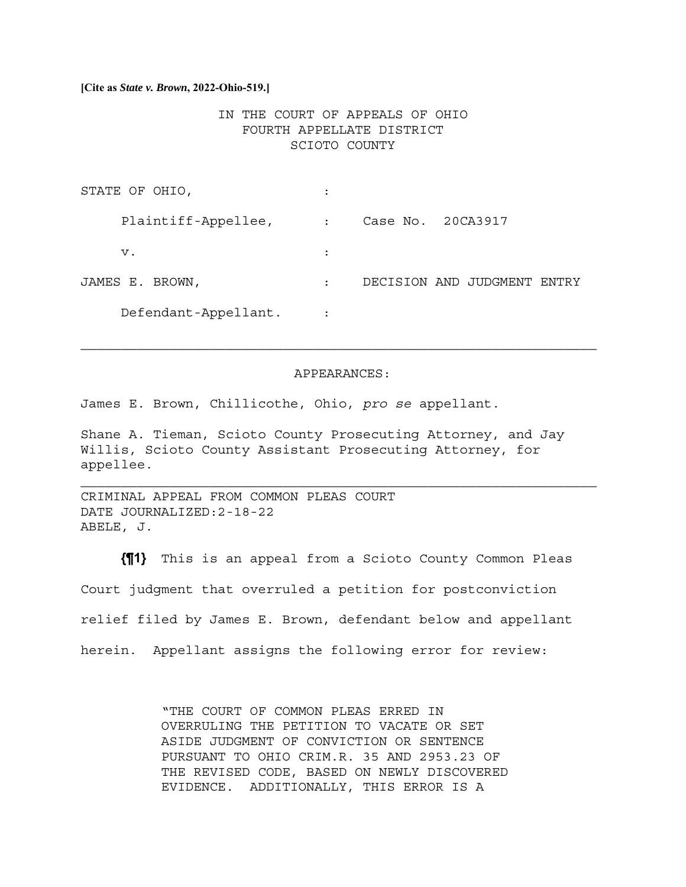**[Cite as *State v. Brown*, 2022-Ohio-519.]**

IN THE COURT OF APPEALS OF OHIO
FOURTH APPELLATE DISTRICT
SCIOTO COUNTY

| | | |
|---|---|---|
| STATE OF OHIO, | : | |
| Plaintiff-Appellee, | : | Case No. 20CA3917 |
| v. | : | |
| JAMES E. BROWN, | : | DECISION AND JUDGMENT ENTRY |
| Defendant-Appellant. | : | |

---

APPEARANCES:

James E. Brown, Chillicothe, Ohio, *pro se* appellant.

Shane A. Tieman, Scioto County Prosecuting Attorney, and Jay Willis, Scioto County Assistant Prosecuting Attorney, for appellee.

---

CRIMINAL APPEAL FROM COMMON PLEAS COURT
DATE JOURNALIZED:2-18-22
ABELE, J.

**{¶1}** This is an appeal from a Scioto County Common Pleas Court judgment that overruled a petition for postconviction relief filed by James E. Brown, defendant below and appellant herein. Appellant assigns the following error for review:

> "THE COURT OF COMMON PLEAS ERRED IN OVERRULING THE PETITION TO VACATE OR SET ASIDE JUDGMENT OF CONVICTION OR SENTENCE PURSUANT TO OHIO CRIM.R. 35 AND 2953.23 OF THE REVISED CODE, BASED ON NEWLY DISCOVERED EVIDENCE. ADDITIONALLY, THIS ERROR IS A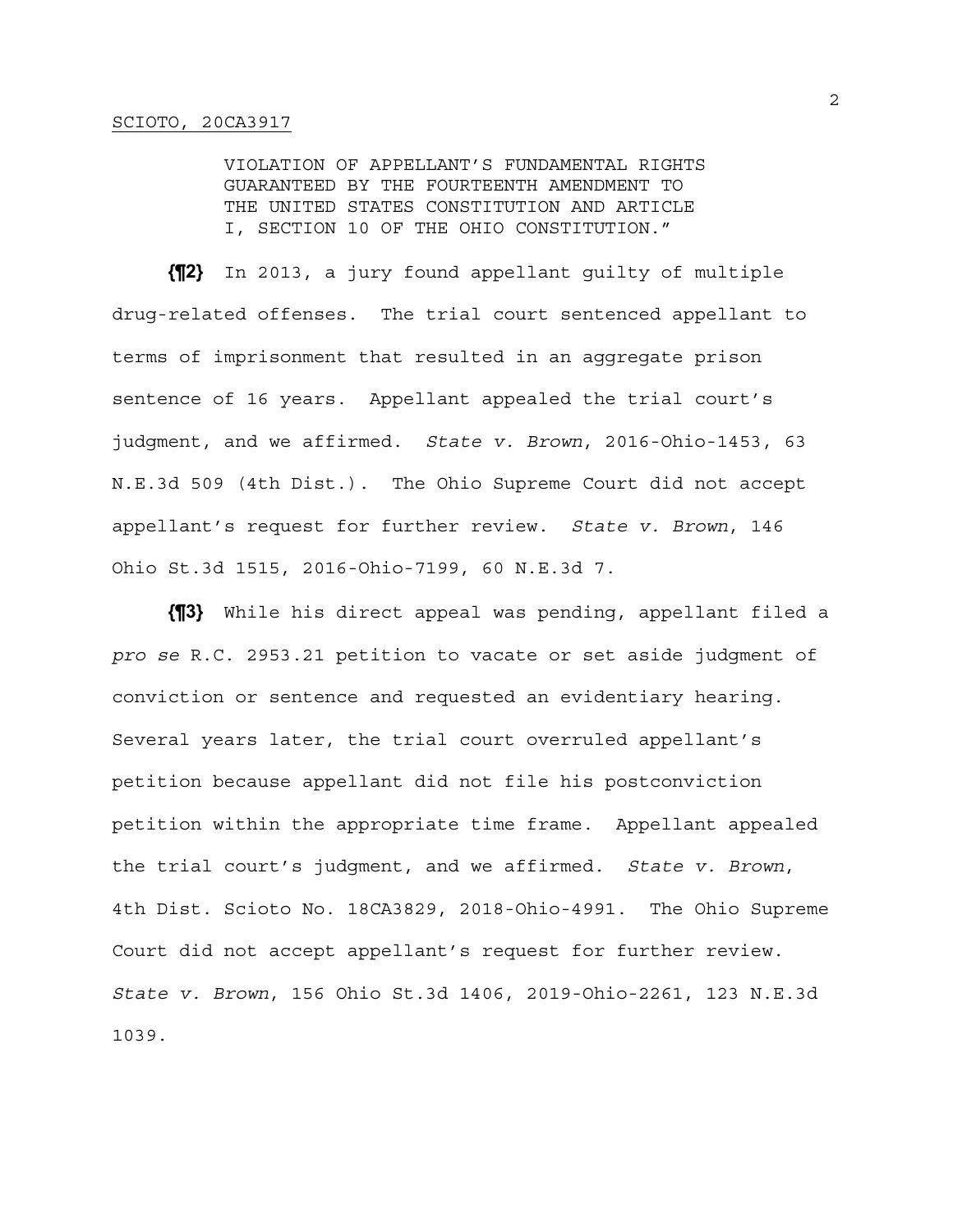VIOLATION OF APPELLANT'S FUNDAMENTAL RIGHTS GUARANTEED BY THE FOURTEENTH AMENDMENT TO THE UNITED STATES CONSTITUTION AND ARTICLE I, SECTION 10 OF THE OHIO CONSTITUTION."

**{¶2}** In 2013, a jury found appellant guilty of multiple drug-related offenses. The trial court sentenced appellant to terms of imprisonment that resulted in an aggregate prison sentence of 16 years. Appellant appealed the trial court's judgment, and we affirmed. *State v. Brown*, 2016-Ohio-1453, 63 N.E.3d 509 (4th Dist.). The Ohio Supreme Court did not accept appellant's request for further review. *State v. Brown*, 146 Ohio St.3d 1515, 2016-Ohio-7199, 60 N.E.3d 7.

**{¶3}** While his direct appeal was pending, appellant filed a *pro se* R.C. 2953.21 petition to vacate or set aside judgment of conviction or sentence and requested an evidentiary hearing. Several years later, the trial court overruled appellant's petition because appellant did not file his postconviction petition within the appropriate time frame. Appellant appealed the trial court's judgment, and we affirmed. *State v. Brown*, 4th Dist. Scioto No. 18CA3829, 2018-Ohio-4991. The Ohio Supreme Court did not accept appellant's request for further review. *State v. Brown*, 156 Ohio St.3d 1406, 2019-Ohio-2261, 123 N.E.3d 1039.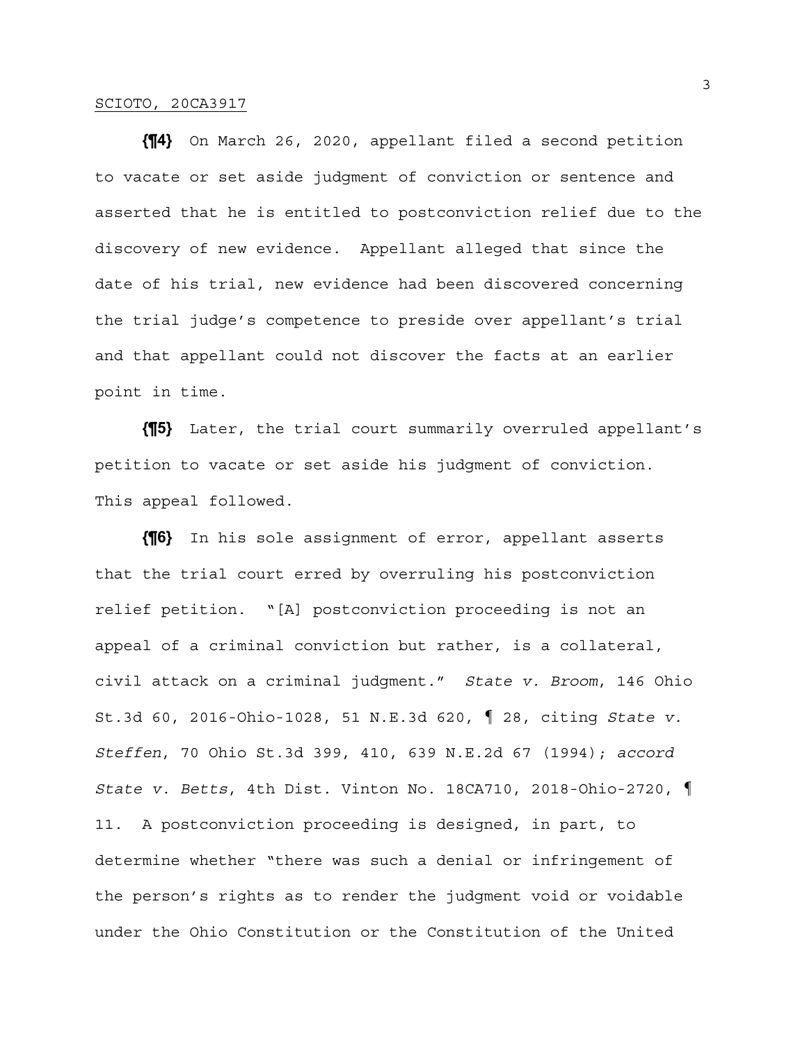**{¶4}** On March 26, 2020, appellant filed a second petition to vacate or set aside judgment of conviction or sentence and asserted that he is entitled to postconviction relief due to the discovery of new evidence. Appellant alleged that since the date of his trial, new evidence had been discovered concerning the trial judge's competence to preside over appellant's trial and that appellant could not discover the facts at an earlier point in time.

**{¶5}** Later, the trial court summarily overruled appellant's petition to vacate or set aside his judgment of conviction. This appeal followed.

**{¶6}** In his sole assignment of error, appellant asserts that the trial court erred by overruling his postconviction relief petition. "[A] postconviction proceeding is not an appeal of a criminal conviction but rather, is a collateral, civil attack on a criminal judgment." *State v. Broom*, 146 Ohio St.3d 60, 2016-Ohio-1028, 51 N.E.3d 620, ¶ 28, citing *State v. Steffen*, 70 Ohio St.3d 399, 410, 639 N.E.2d 67 (1994); *accord State v. Betts*, 4th Dist. Vinton No. 18CA710, 2018-Ohio-2720, ¶ 11. A postconviction proceeding is designed, in part, to determine whether "there was such a denial or infringement of the person's rights as to render the judgment void or voidable under the Ohio Constitution or the Constitution of the United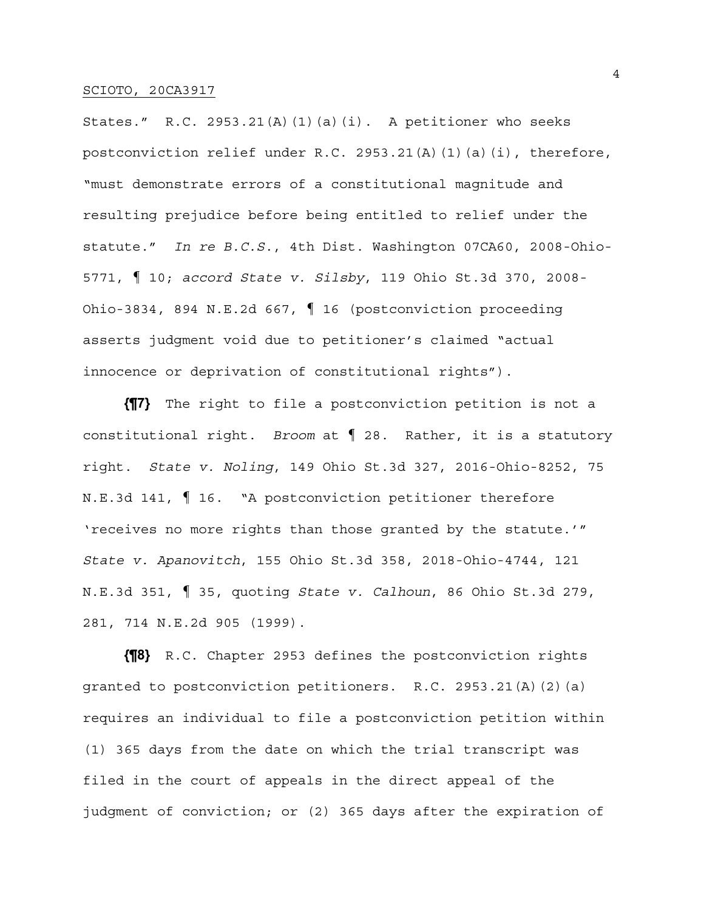States." R.C. 2953.21(A)(1)(a)(i). A petitioner who seeks postconviction relief under R.C. 2953.21(A)(1)(a)(i), therefore, "must demonstrate errors of a constitutional magnitude and resulting prejudice before being entitled to relief under the statute." *In re B.C.S.*, 4th Dist. Washington 07CA60, 2008-Ohio-5771, ¶ 10; *accord State v. Silsby*, 119 Ohio St.3d 370, 2008-Ohio-3834, 894 N.E.2d 667, ¶ 16 (postconviction proceeding asserts judgment void due to petitioner's claimed "actual innocence or deprivation of constitutional rights").

**{¶7}** The right to file a postconviction petition is not a constitutional right. *Broom* at ¶ 28. Rather, it is a statutory right. *State v. Noling*, 149 Ohio St.3d 327, 2016-Ohio-8252, 75 N.E.3d 141, ¶ 16. "A postconviction petitioner therefore 'receives no more rights than those granted by the statute.'" *State v. Apanovitch*, 155 Ohio St.3d 358, 2018-Ohio-4744, 121 N.E.3d 351, ¶ 35, quoting *State v. Calhoun*, 86 Ohio St.3d 279, 281, 714 N.E.2d 905 (1999).

**{¶8}** R.C. Chapter 2953 defines the postconviction rights granted to postconviction petitioners. R.C. 2953.21(A)(2)(a) requires an individual to file a postconviction petition within (1) 365 days from the date on which the trial transcript was filed in the court of appeals in the direct appeal of the judgment of conviction; or (2) 365 days after the expiration of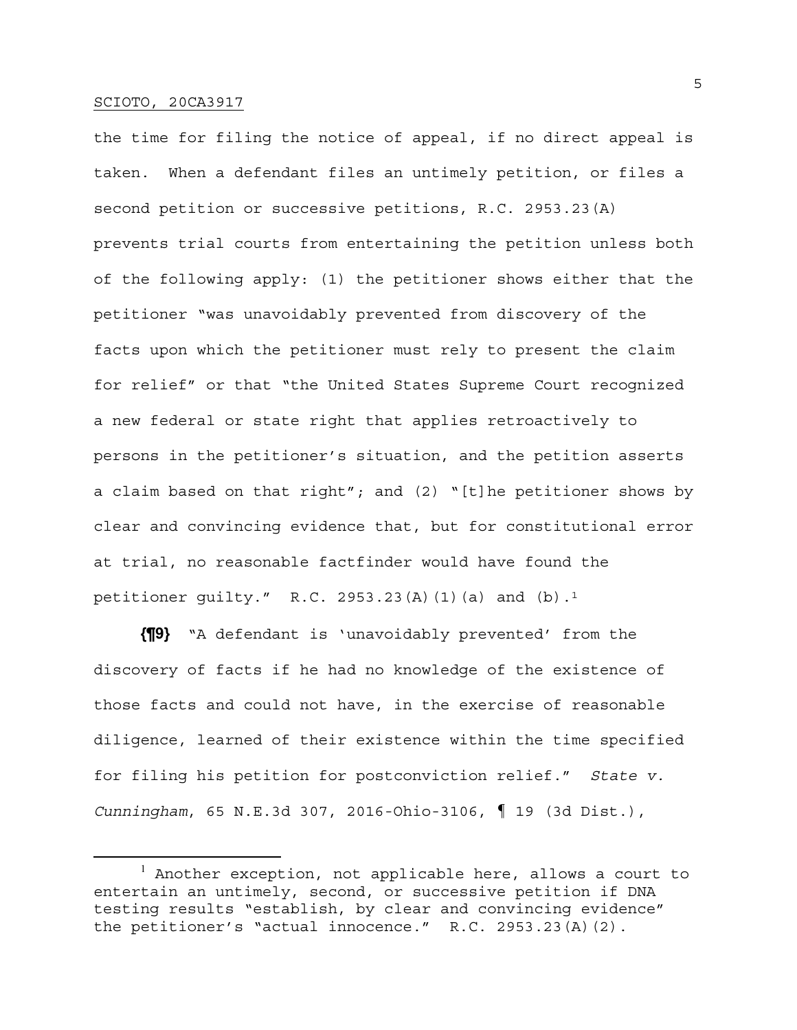the time for filing the notice of appeal, if no direct appeal is taken. When a defendant files an untimely petition, or files a second petition or successive petitions, R.C. 2953.23(A) prevents trial courts from entertaining the petition unless both of the following apply: (1) the petitioner shows either that the petitioner "was unavoidably prevented from discovery of the facts upon which the petitioner must rely to present the claim for relief" or that "the United States Supreme Court recognized a new federal or state right that applies retroactively to persons in the petitioner's situation, and the petition asserts a claim based on that right"; and (2) "[t]he petitioner shows by clear and convincing evidence that, but for constitutional error at trial, no reasonable factfinder would have found the petitioner guilty." R.C. 2953.23(A)(1)(a) and (b).[1]

**{¶9}** "A defendant is 'unavoidably prevented' from the discovery of facts if he had no knowledge of the existence of those facts and could not have, in the exercise of reasonable diligence, learned of their existence within the time specified for filing his petition for postconviction relief." *State v. Cunningham*, 65 N.E.3d 307, 2016-Ohio-3106, ¶ 19 (3d Dist.),

[1] Another exception, not applicable here, allows a court to entertain an untimely, second, or successive petition if DNA testing results "establish, by clear and convincing evidence" the petitioner's "actual innocence." R.C. 2953.23(A)(2).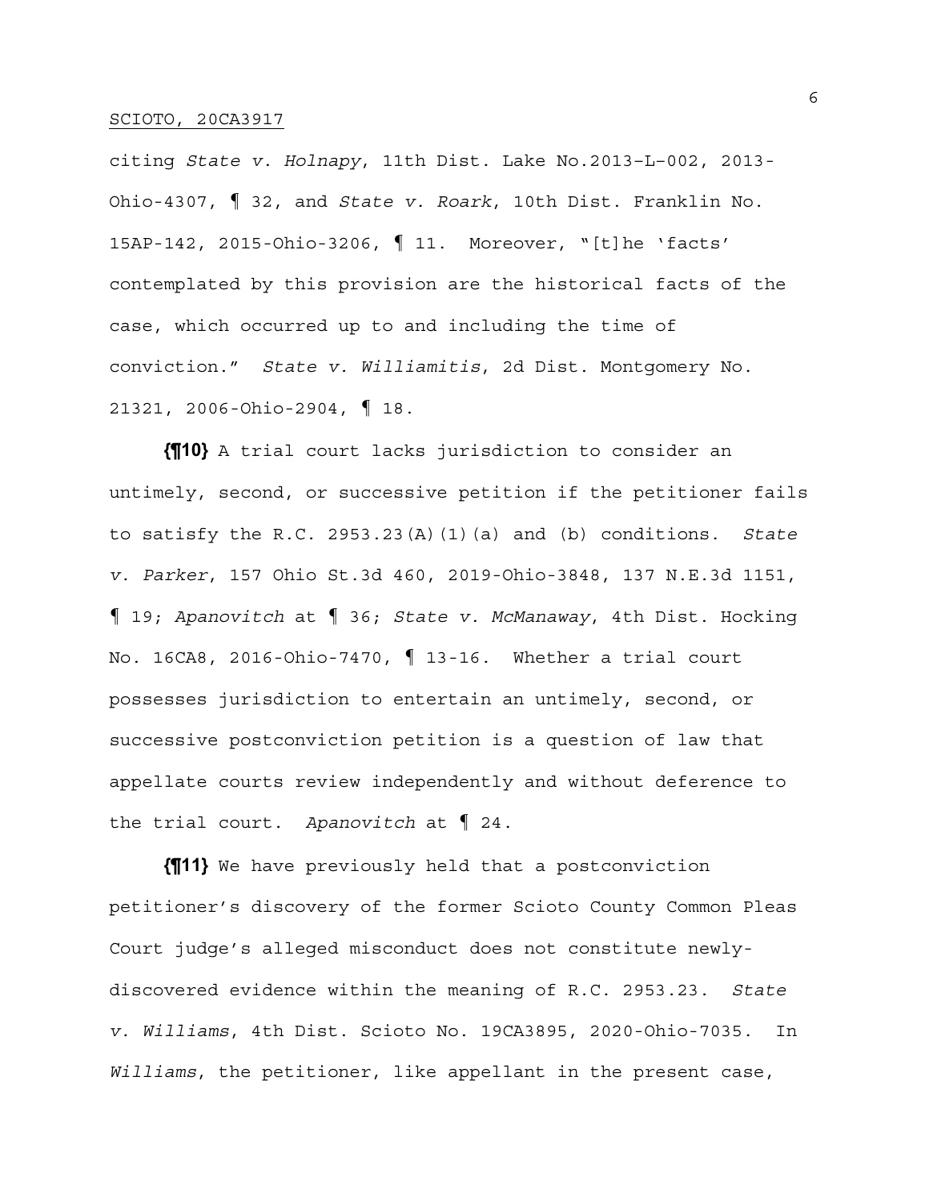citing *State v. Holnapy*, 11th Dist. Lake No.2013–L–002, 2013-Ohio-4307, ¶ 32, and *State v. Roark*, 10th Dist. Franklin No. 15AP-142, 2015-Ohio-3206, ¶ 11. Moreover, "[t]he 'facts' contemplated by this provision are the historical facts of the case, which occurred up to and including the time of conviction." *State v. Williamitis*, 2d Dist. Montgomery No. 21321, 2006-Ohio-2904, ¶ 18.

**{¶10}** A trial court lacks jurisdiction to consider an untimely, second, or successive petition if the petitioner fails to satisfy the R.C. 2953.23(A)(1)(a) and (b) conditions. *State v. Parker*, 157 Ohio St.3d 460, 2019-Ohio-3848, 137 N.E.3d 1151, ¶ 19; *Apanovitch* at ¶ 36; *State v. McManaway*, 4th Dist. Hocking No. 16CA8, 2016-Ohio-7470, ¶ 13-16. Whether a trial court possesses jurisdiction to entertain an untimely, second, or successive postconviction petition is a question of law that appellate courts review independently and without deference to the trial court. *Apanovitch* at ¶ 24.

**{¶11}** We have previously held that a postconviction petitioner's discovery of the former Scioto County Common Pleas Court judge's alleged misconduct does not constitute newly-discovered evidence within the meaning of R.C. 2953.23. *State v. Williams*, 4th Dist. Scioto No. 19CA3895, 2020-Ohio-7035. In *Williams*, the petitioner, like appellant in the present case,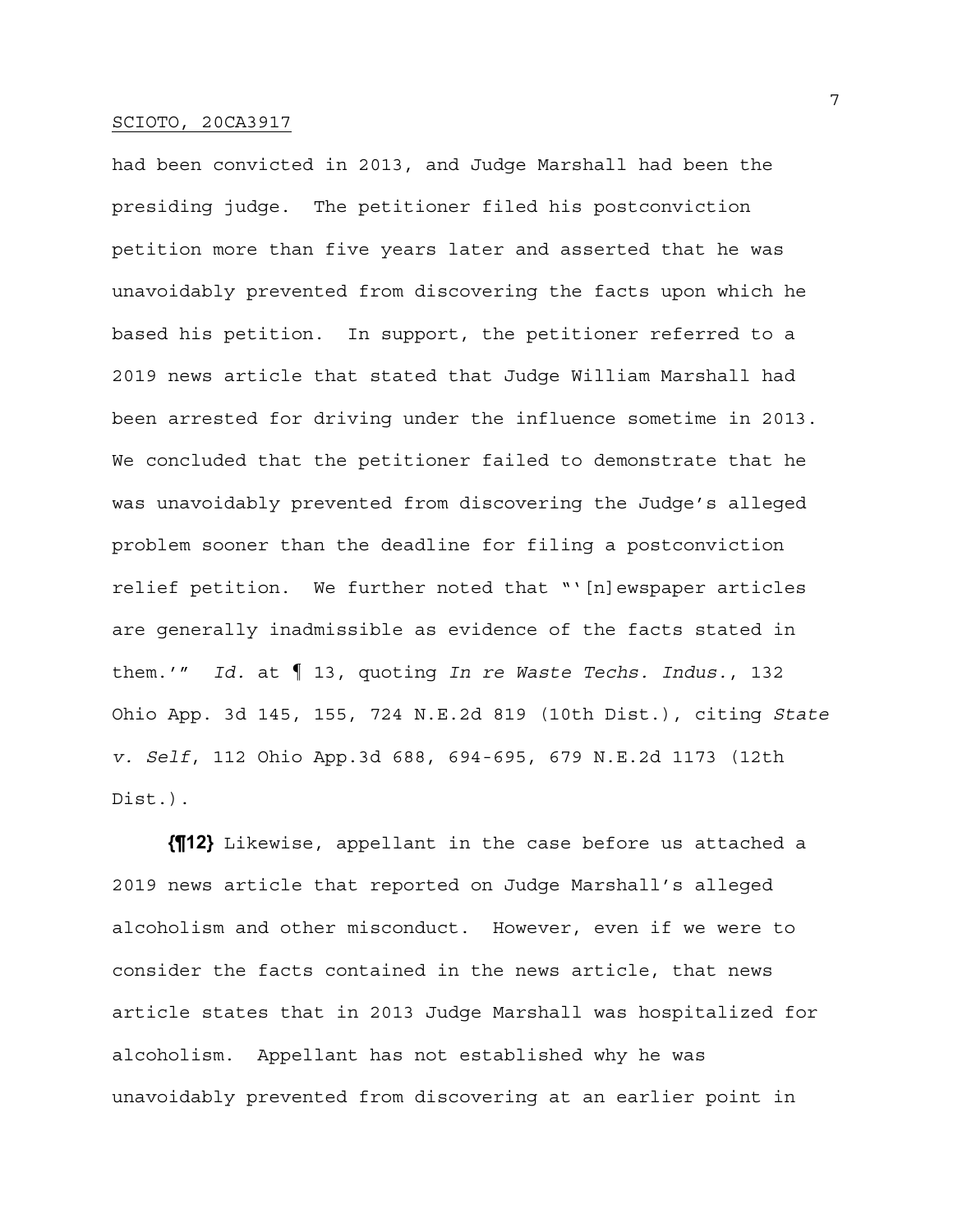had been convicted in 2013, and Judge Marshall had been the presiding judge. The petitioner filed his postconviction petition more than five years later and asserted that he was unavoidably prevented from discovering the facts upon which he based his petition. In support, the petitioner referred to a 2019 news article that stated that Judge William Marshall had been arrested for driving under the influence sometime in 2013. We concluded that the petitioner failed to demonstrate that he was unavoidably prevented from discovering the Judge's alleged problem sooner than the deadline for filing a postconviction relief petition. We further noted that "'[n]ewspaper articles are generally inadmissible as evidence of the facts stated in them.'" *Id.* at ¶ 13, quoting *In re Waste Techs. Indus.*, 132 Ohio App. 3d 145, 155, 724 N.E.2d 819 (10th Dist.), citing *State v. Self*, 112 Ohio App.3d 688, 694-695, 679 N.E.2d 1173 (12th Dist.).

**{¶12}** Likewise, appellant in the case before us attached a 2019 news article that reported on Judge Marshall's alleged alcoholism and other misconduct. However, even if we were to consider the facts contained in the news article, that news article states that in 2013 Judge Marshall was hospitalized for alcoholism. Appellant has not established why he was unavoidably prevented from discovering at an earlier point in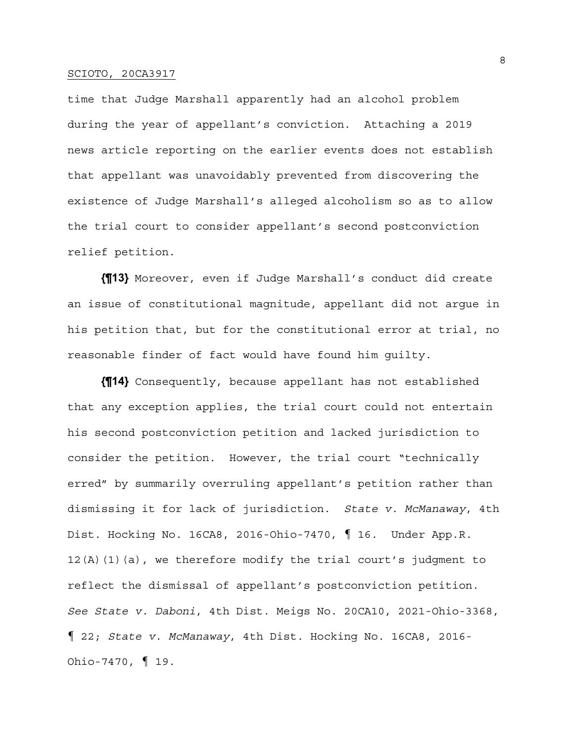time that Judge Marshall apparently had an alcohol problem during the year of appellant's conviction. Attaching a 2019 news article reporting on the earlier events does not establish that appellant was unavoidably prevented from discovering the existence of Judge Marshall's alleged alcoholism so as to allow the trial court to consider appellant's second postconviction relief petition.

**{¶13}** Moreover, even if Judge Marshall's conduct did create an issue of constitutional magnitude, appellant did not argue in his petition that, but for the constitutional error at trial, no reasonable finder of fact would have found him guilty.

**{¶14}** Consequently, because appellant has not established that any exception applies, the trial court could not entertain his second postconviction petition and lacked jurisdiction to consider the petition. However, the trial court "technically erred" by summarily overruling appellant's petition rather than dismissing it for lack of jurisdiction. *State v. McManaway*, 4th Dist. Hocking No. 16CA8, 2016-Ohio-7470, ¶ 16. Under App.R. 12(A)(1)(a), we therefore modify the trial court's judgment to reflect the dismissal of appellant's postconviction petition. *See State v. Daboni*, 4th Dist. Meigs No. 20CA10, 2021-Ohio-3368, ¶ 22; *State v. McManaway*, 4th Dist. Hocking No. 16CA8, 2016-Ohio-7470, ¶ 19.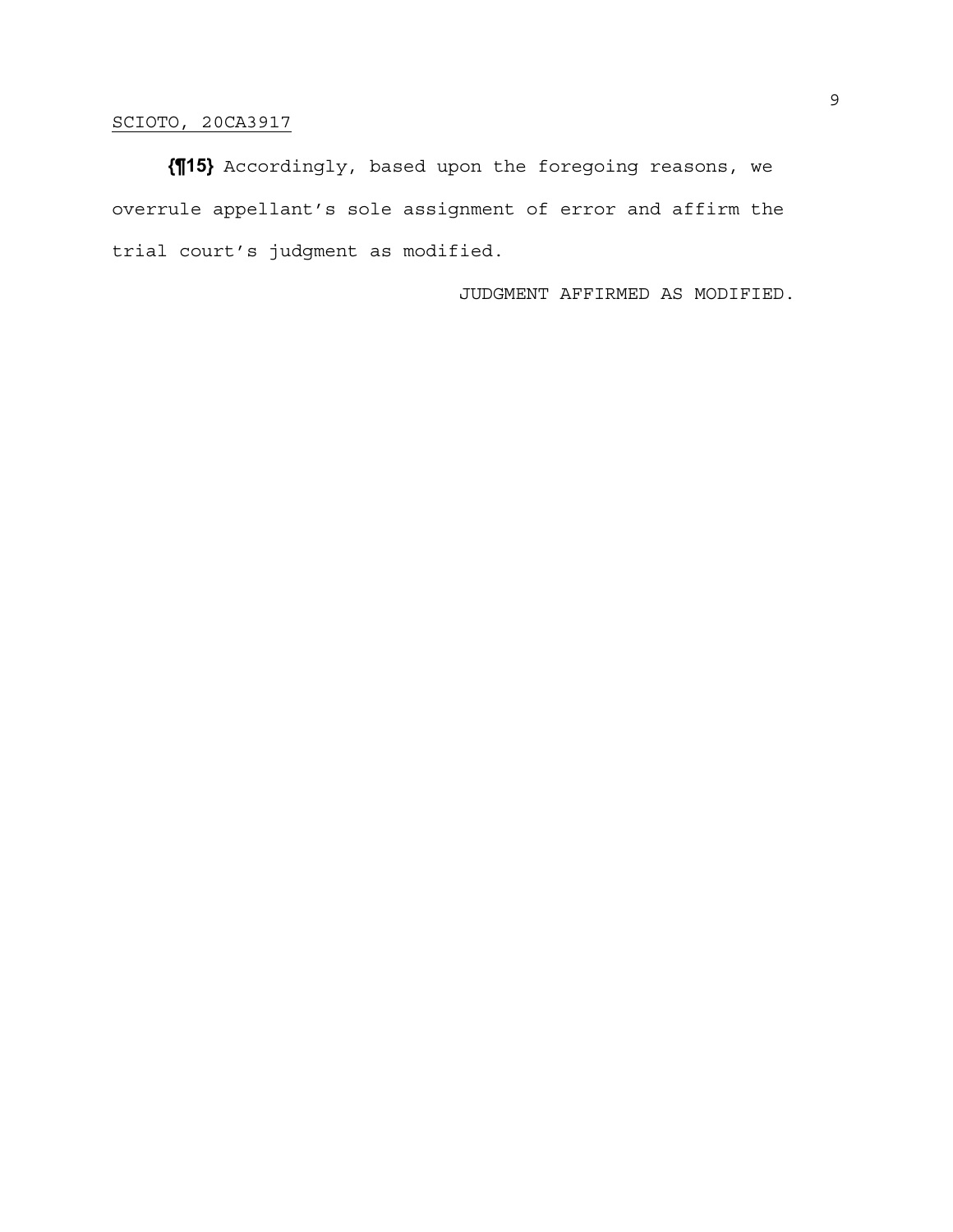**{¶15}** Accordingly, based upon the foregoing reasons, we overrule appellant's sole assignment of error and affirm the trial court's judgment as modified.

JUDGMENT AFFIRMED AS MODIFIED.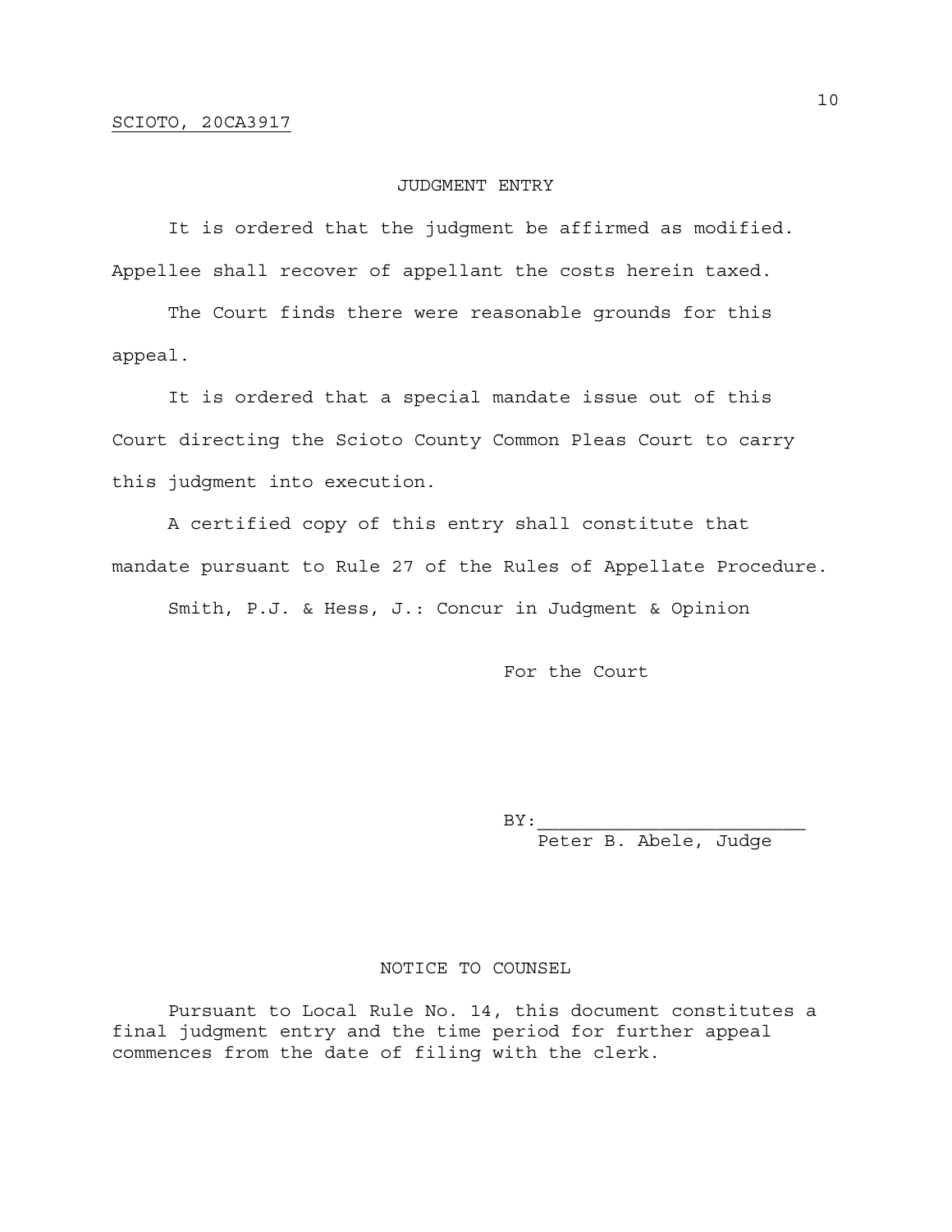SCIOTO, 20CA3917

## JUDGMENT ENTRY

It is ordered that the judgment be affirmed as modified. Appellee shall recover of appellant the costs herein taxed.

The Court finds there were reasonable grounds for this appeal.

It is ordered that a special mandate issue out of this Court directing the Scioto County Common Pleas Court to carry this judgment into execution.

A certified copy of this entry shall constitute that mandate pursuant to Rule 27 of the Rules of Appellate Procedure.

Smith, P.J. & Hess, J.: Concur in Judgment & Opinion

For the Court

BY:________________________
Peter B. Abele, Judge

## NOTICE TO COUNSEL

Pursuant to Local Rule No. 14, this document constitutes a final judgment entry and the time period for further appeal commences from the date of filing with the clerk.